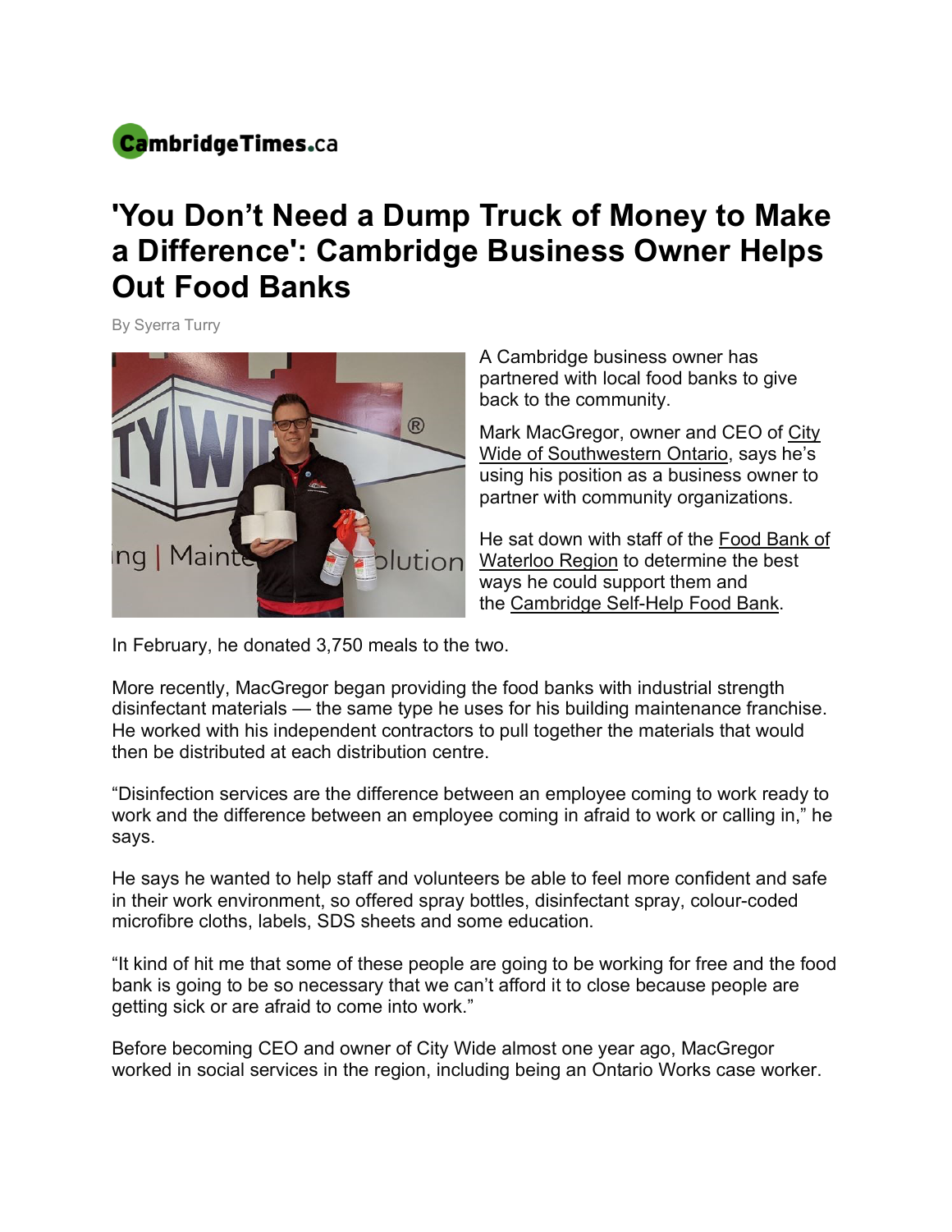CambridgeTimes.ca

# 'You Don't Need a Dump Truck of Money to Make a Difference': Cambridge Business Owner Helps Out Food Banks

By Syerra Turry

A Cambridge business owner has partnered with local food banks to give back to the community.

Mark MacGregor, owner and CEO of City Wide of Southwestern Ontario, says he's using his position as a business owner to partner with community organizations.

He sat down with staff of the Food Bank of Waterloo Region to determine the best ways he could support them and the Cambridge Self-Help Food Bank.

In February, he donated 3,750 meals to the two.

More recently, MacGregor began providing the food banks with industrial strength disinfectant materials — the same type he uses for his building maintenance franchise. He worked with his independent contractors to pull together the materials that would then be distributed at each distribution centre.

"Disinfection services are the difference between an employee coming to work ready to work and the difference between an employee coming in afraid to work or calling in," he says.

He says he wanted to help staff and volunteers be able to feel more confident and safe in their work environment, so offered spray bottles, disinfectant spray, colour-coded microfibre cloths, labels, SDS sheets and some education.

"It kind of hit me that some of these people are going to be working for free and the food bank is going to be so necessary that we can't afford it to close because people are getting sick or are afraid to come into work."

Before becoming CEO and owner of City Wide almost one year ago, MacGregor worked in social services in the region, including being an Ontario Works case worker.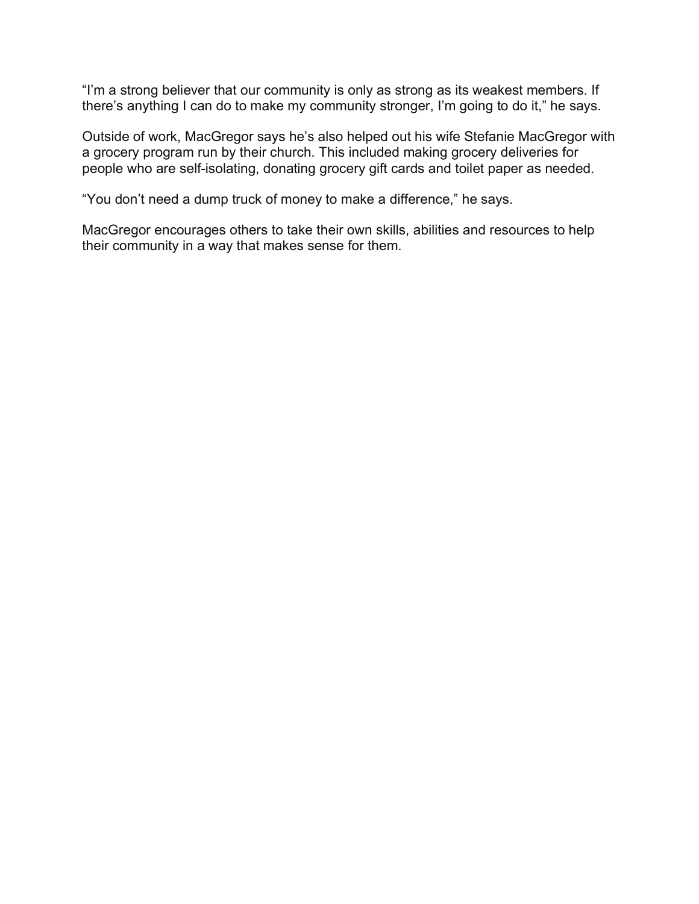"I'm a strong believer that our community is only as strong as its weakest members. If there's anything I can do to make my community stronger, I'm going to do it," he says.

Outside of work, MacGregor says he's also helped out his wife Stefanie MacGregor with a grocery program run by their church. This included making grocery deliveries for people who are self-isolating, donating grocery gift cards and toilet paper as needed.

"You don't need a dump truck of money to make a difference," he says.

MacGregor encourages others to take their own skills, abilities and resources to help their community in a way that makes sense for them.